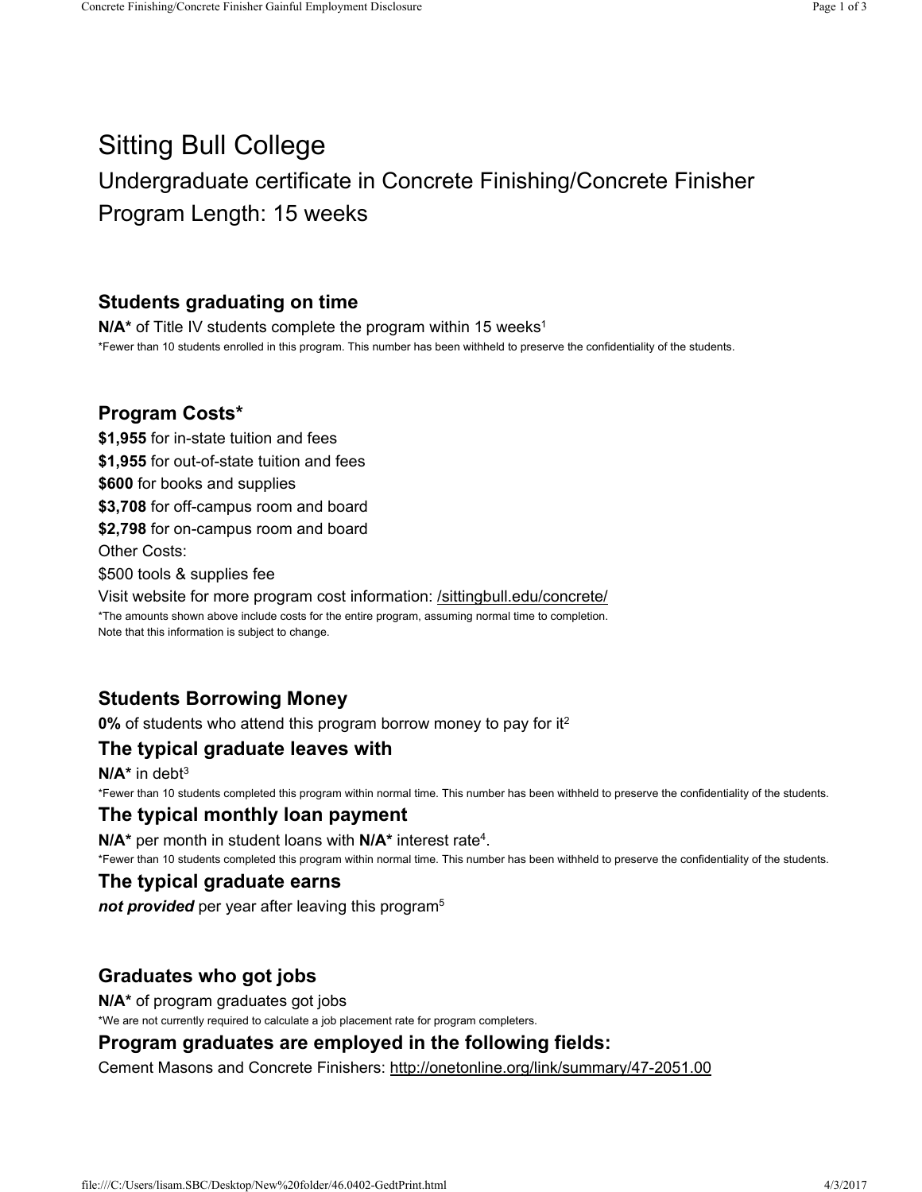# Sitting Bull College

## Undergraduate certificate in Concrete Finishing/Concrete Finisher

## Program Length: 15 weeks

### Students graduating on time

**N/A*** of Title IV students complete the program within 15 weeks[1]

*Fewer than 10 students enrolled in this program. This number has been withheld to preserve the confidentiality of the students.

### Program Costs*

**$1,955** for in-state tuition and fees

**$1,955** for out-of-state tuition and fees

**$600** for books and supplies

**$3,708** for off-campus room and board

**$2,798** for on-campus room and board

Other Costs:

$500 tools & supplies fee

Visit website for more program cost information: /sittingbull.edu/concrete/

*The amounts shown above include costs for the entire program, assuming normal time to completion.
Note that this information is subject to change.

### Students Borrowing Money

**0%** of students who attend this program borrow money to pay for it[2]

### The typical graduate leaves with

**N/A*** in debt[3]

*Fewer than 10 students completed this program within normal time. This number has been withheld to preserve the confidentiality of the students.

### The typical monthly loan payment

**N/A*** per month in student loans with **N/A*** interest rate[4].

*Fewer than 10 students completed this program within normal time. This number has been withheld to preserve the confidentiality of the students.

### The typical graduate earns

***not provided*** per year after leaving this program[5]

### Graduates who got jobs

**N/A*** of program graduates got jobs

*We are not currently required to calculate a job placement rate for program completers.

### Program graduates are employed in the following fields:

Cement Masons and Concrete Finishers: http://onetonline.org/link/summary/47-2051.00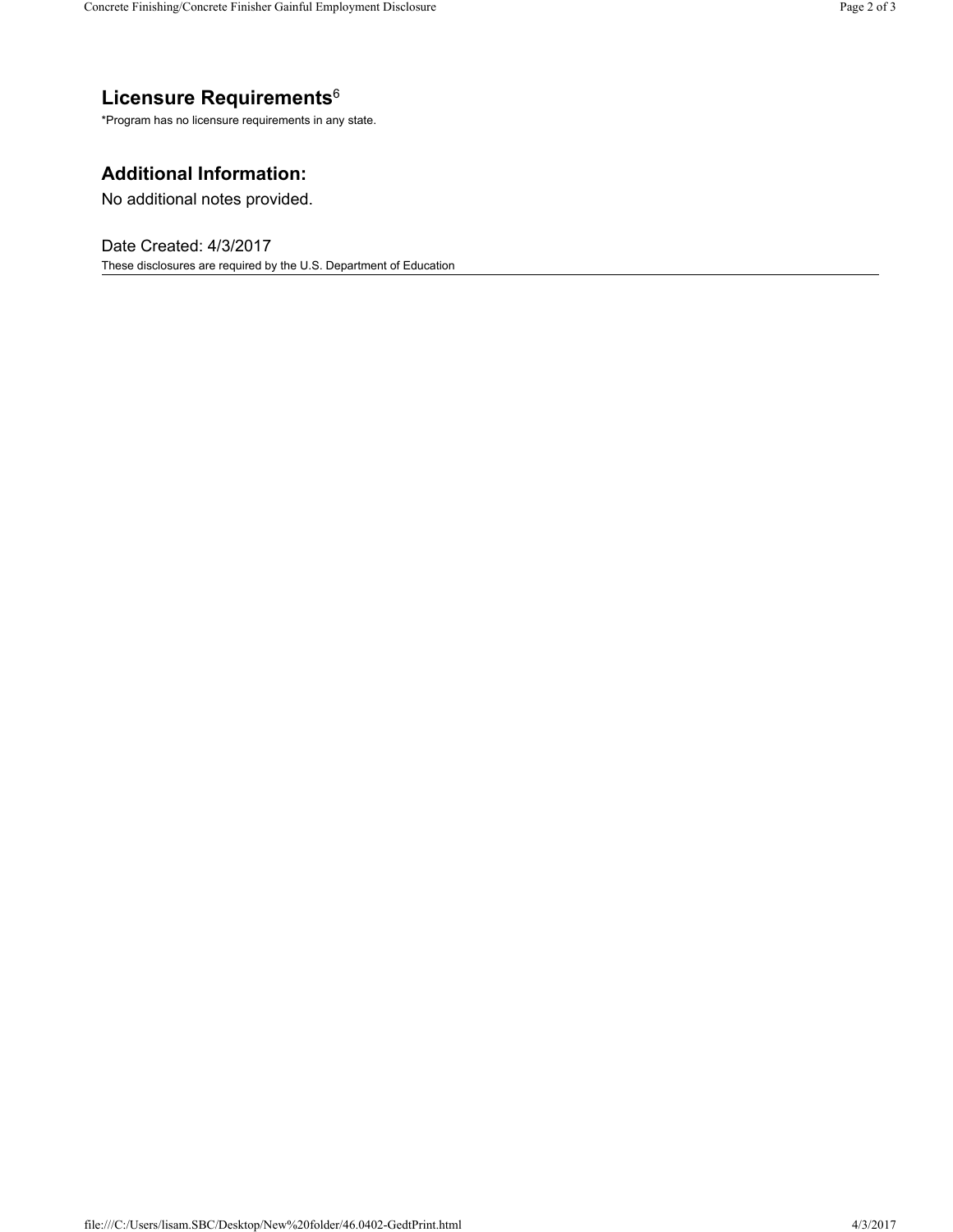## Licensure Requirements[6]

*Program has no licensure requirements in any state.

## Additional Information:

No additional notes provided.

Date Created: 4/3/2017

These disclosures are required by the U.S. Department of Education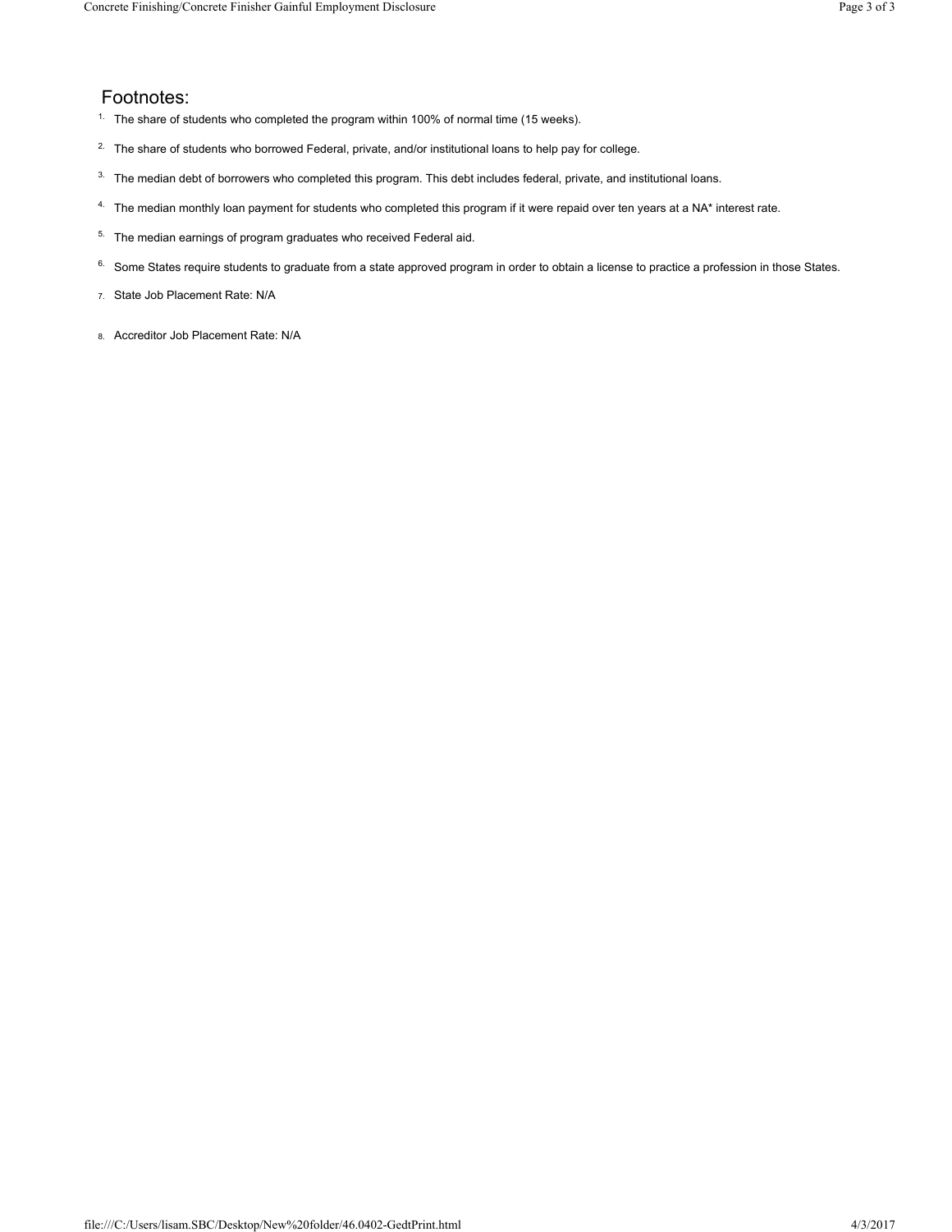## Footnotes:

1. The share of students who completed the program within 100% of normal time (15 weeks).
2. The share of students who borrowed Federal, private, and/or institutional loans to help pay for college.
3. The median debt of borrowers who completed this program. This debt includes federal, private, and institutional loans.
4. The median monthly loan payment for students who completed this program if it were repaid over ten years at a NA* interest rate.
5. The median earnings of program graduates who received Federal aid.
6. Some States require students to graduate from a state approved program in order to obtain a license to practice a profession in those States.
7. State Job Placement Rate: N/A
8. Accreditor Job Placement Rate: N/A